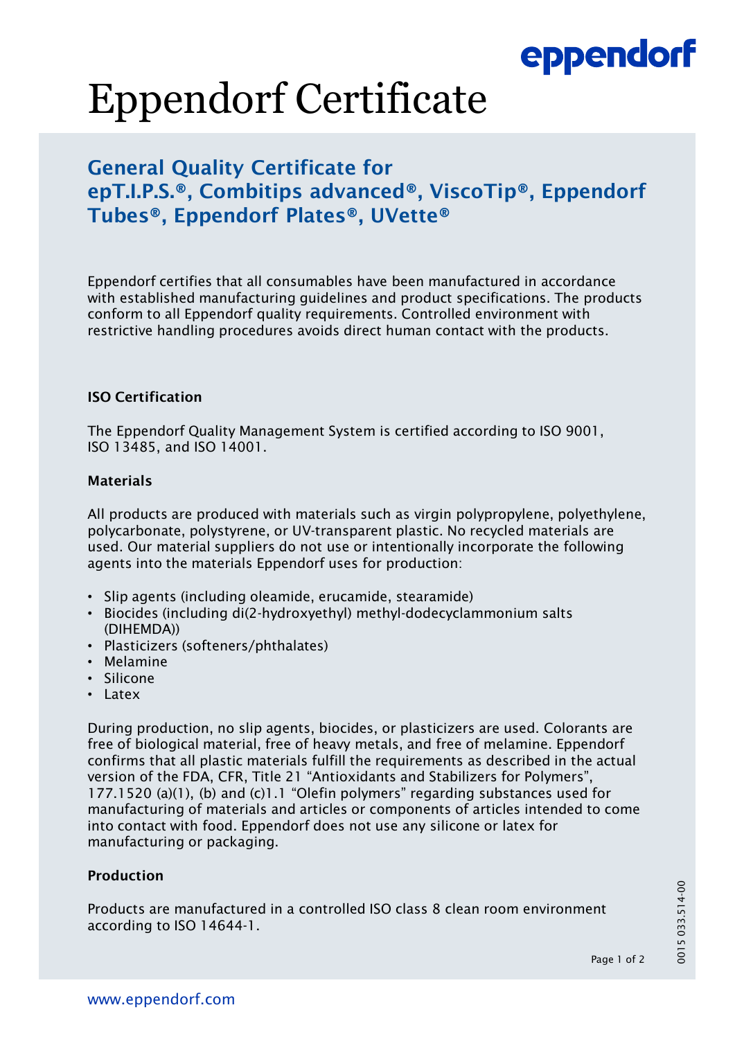# Eppendorf Certificate

## General Quality Certificate for epT.I.P.S.®, Combitips advanced®, ViscoTip®, Eppendorf Tubes®, Eppendorf Plates®, UVette®

Eppendorf certifies that all consumables have been manufactured in accordance with established manufacturing guidelines and product specifications. The products conform to all Eppendorf quality requirements. Controlled environment with restrictive handling procedures avoids direct human contact with the products.

### ISO Certification

The Eppendorf Quality Management System is certified according to ISO 9001, ISO 13485, and ISO 14001.

### Materials

All products are produced with materials such as virgin polypropylene, polyethylene, polycarbonate, polystyrene, or UV-transparent plastic. No recycled materials are used. Our material suppliers do not use or intentionally incorporate the following agents into the materials Eppendorf uses for production:

- Slip agents (including oleamide, erucamide, stearamide)
- Biocides (including di(2-hydroxyethyl) methyl-dodecyclammonium salts (DIHEMDA))
- Plasticizers (softeners/phthalates)
- Melamine
- Silicone
- Latex

During production, no slip agents, biocides, or plasticizers are used. Colorants are free of biological material, free of heavy metals, and free of melamine. Eppendorf confirms that all plastic materials fulfill the requirements as described in the actual version of the FDA, CFR, Title 21 “Antioxidants and Stabilizers for Polymers”, 177.1520 (a)(1), (b) and (c)1.1 “Olefin polymers” regarding substances used for manufacturing of materials and articles or components of articles intended to come into contact with food. Eppendorf does not use any silicone or latex for manufacturing or packaging.

### Production

Products are manufactured in a controlled ISO class 8 clean room environment according to ISO 14644-1.

0015 033.514-00

www.eppendorf.com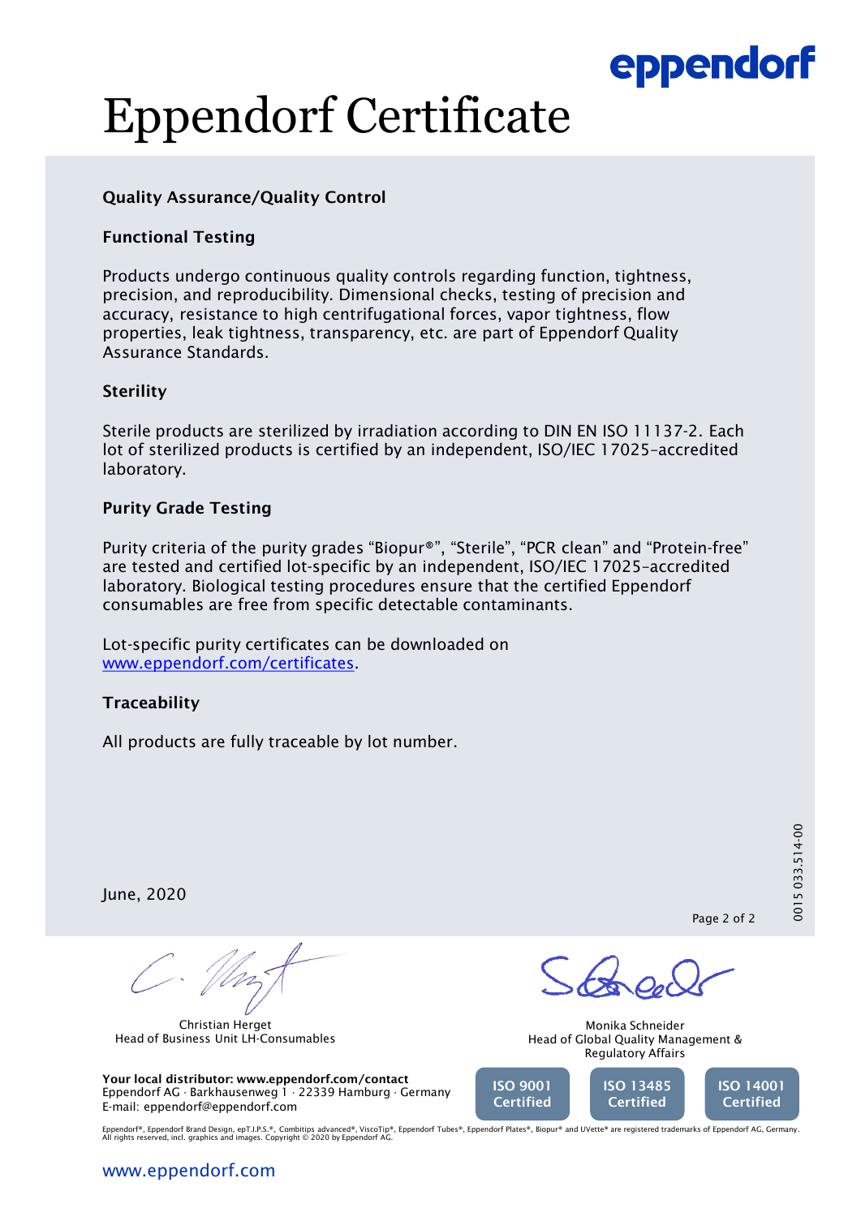# Eppendorf Certificate

### Quality Assurance/Quality Control

### Functional Testing

Products undergo continuous quality controls regarding function, tightness, precision, and reproducibility. Dimensional checks, testing of precision and accuracy, resistance to high centrifugational forces, vapor tightness, flow properties, leak tightness, transparency, etc. are part of Eppendorf Quality Assurance Standards.

### Sterility

Sterile products are sterilized by irradiation according to DIN EN ISO 11137-2. Each lot of sterilized products is certified by an independent, ISO/IEC 17025-accredited laboratory.

### Purity Grade Testing

Purity criteria of the purity grades “Biopur®”, “Sterile”, “PCR clean” and “Protein-free” are tested and certified lot-specific by an independent, ISO/IEC 17025-accredited laboratory. Biological testing procedures ensure that the certified Eppendorf consumables are free from specific detectable contaminants.

Lot-specific purity certificates can be downloaded on www.eppendorf.com/certificates.

### Traceability

All products are fully traceable by lot number.

June, 2020

0015 033.514-00

Christian Herget
Head of Business Unit LH-Consumables

Monika Schneider
Head of Global Quality Management & Regulatory Affairs

**Your local distributor: www.eppendorf.com/contact**
Eppendorf AG · Barkhausenweg 1 · 22339 Hamburg · Germany
E-mail: eppendorf@eppendorf.com

ISO 9001 Certified | ISO 13485 Certified | ISO 14001 Certified

Eppendorf®, Eppendorf Brand Design, epT.I.P.S.®, Combitips advanced®, ViscoTip®, Eppendorf Tubes®, Eppendorf Plates®, Biopur® and UVette® are registered trademarks of Eppendorf AG, Germany. All rights reserved, incl. graphics and images. Copyright © 2020 by Eppendorf AG.

www.eppendorf.com